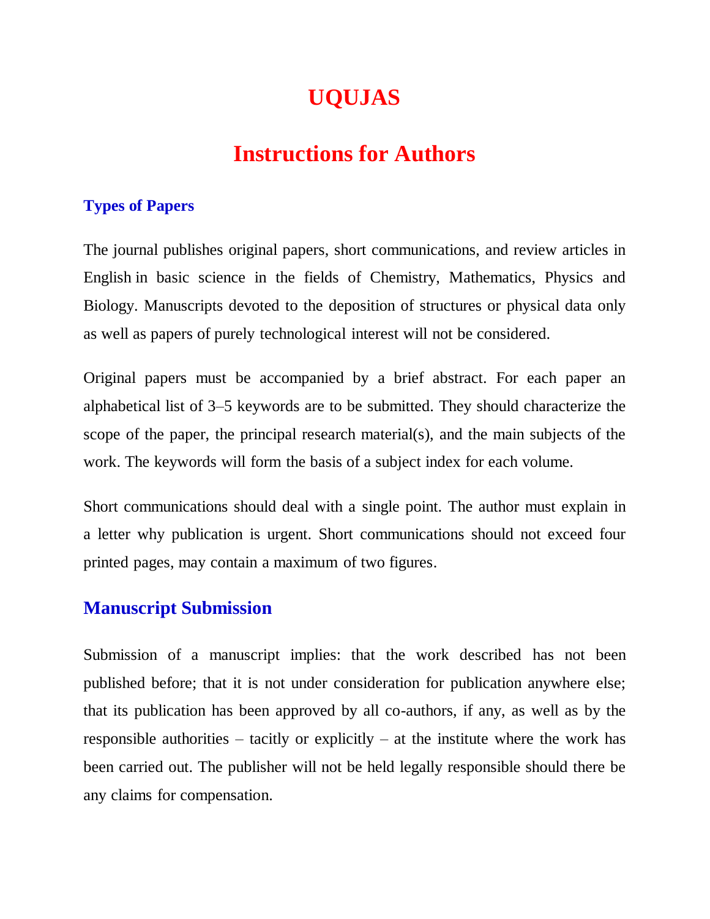# UQUJAS

# Instructions for Authors

### Types of Papers

The journal publishes original papers, short communications, and review articles in English in basic science in the fields of Chemistry, Mathematics, Physics and Biology. Manuscripts devoted to the deposition of structures or physical data only as well as papers of purely technological interest will not be considered.

Original papers must be accompanied by a brief abstract. For each paper an alphabetical list of 3–5 keywords are to be submitted. They should characterize the scope of the paper, the principal research material(s), and the main subjects of the work. The keywords will form the basis of a subject index for each volume.

Short communications should deal with a single point. The author must explain in a letter why publication is urgent. Short communications should not exceed four printed pages, may contain a maximum of two figures.

## Manuscript Submission

Submission of a manuscript implies: that the work described has not been published before; that it is not under consideration for publication anywhere else; that its publication has been approved by all co-authors, if any, as well as by the responsible authorities – tacitly or explicitly – at the institute where the work has been carried out. The publisher will not be held legally responsible should there be any claims for compensation.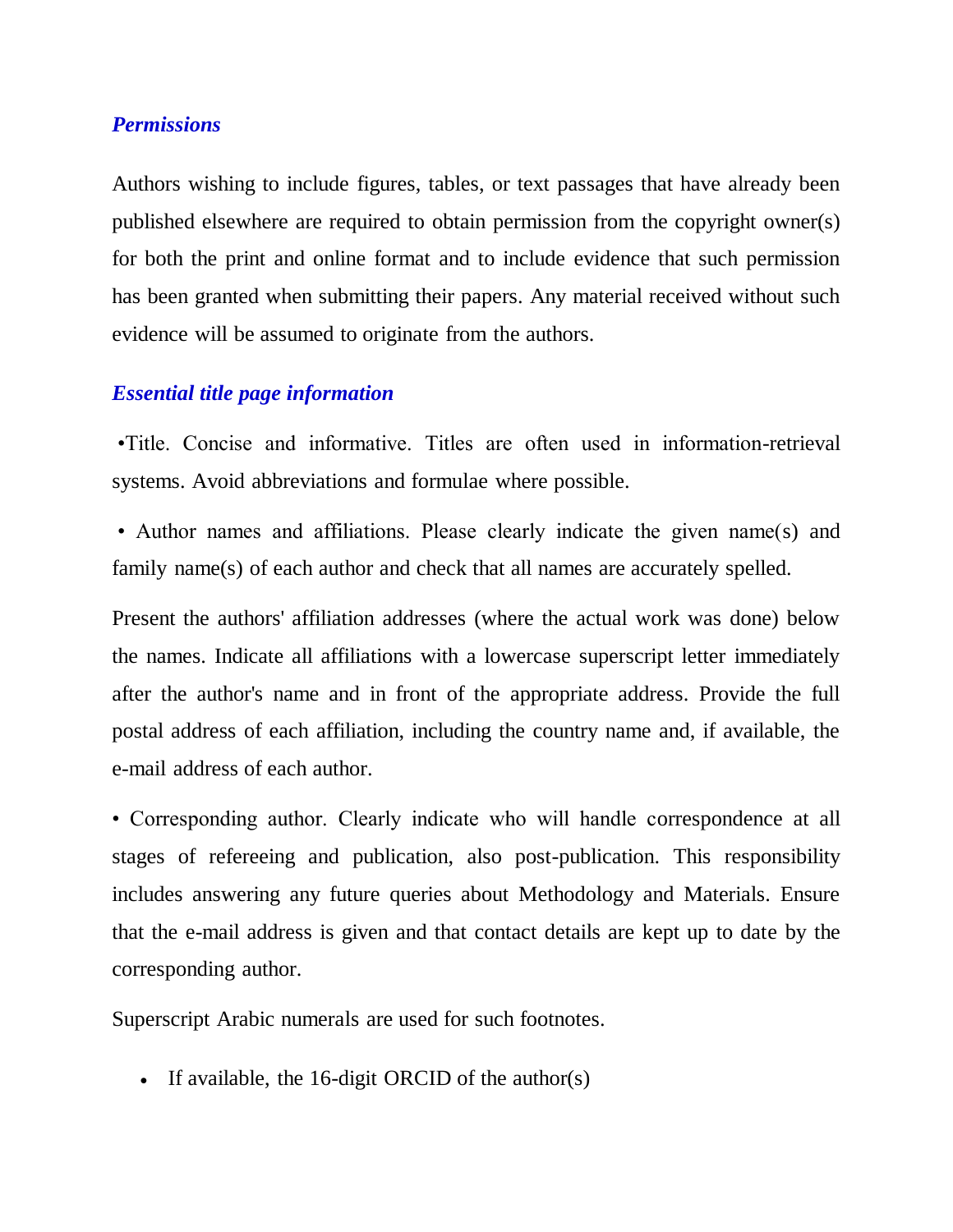### *Permissions*

Authors wishing to include figures, tables, or text passages that have already been published elsewhere are required to obtain permission from the copyright owner(s) for both the print and online format and to include evidence that such permission has been granted when submitting their papers. Any material received without such evidence will be assumed to originate from the authors.

### *Essential title page information*

•Title. Concise and informative. Titles are often used in information-retrieval systems. Avoid abbreviations and formulae where possible.

• Author names and affiliations. Please clearly indicate the given name(s) and family name(s) of each author and check that all names are accurately spelled.

Present the authors' affiliation addresses (where the actual work was done) below the names. Indicate all affiliations with a lowercase superscript letter immediately after the author's name and in front of the appropriate address. Provide the full postal address of each affiliation, including the country name and, if available, the e-mail address of each author.

• Corresponding author. Clearly indicate who will handle correspondence at all stages of refereeing and publication, also post-publication. This responsibility includes answering any future queries about Methodology and Materials. Ensure that the e-mail address is given and that contact details are kept up to date by the corresponding author.

Superscript Arabic numerals are used for such footnotes.

- If available, the 16-digit ORCID of the author(s)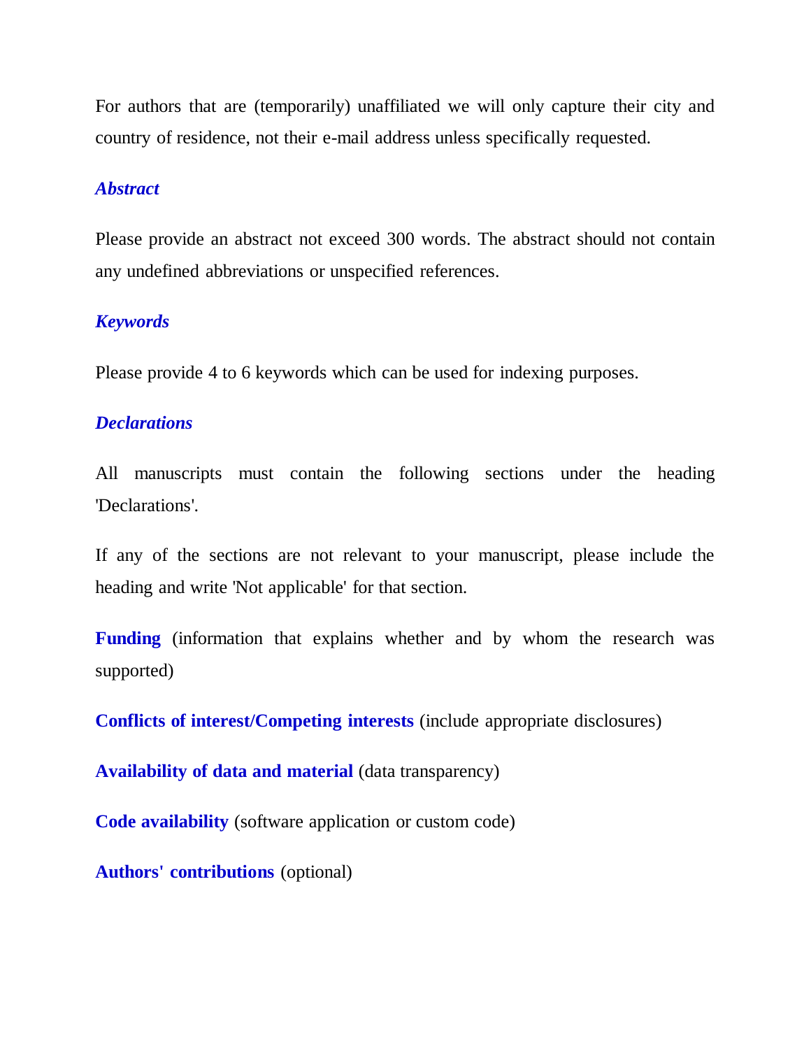For authors that are (temporarily) unaffiliated we will only capture their city and country of residence, not their e-mail address unless specifically requested.

### *Abstract*

Please provide an abstract not exceed 300 words. The abstract should not contain any undefined abbreviations or unspecified references.

### *Keywords*

Please provide 4 to 6 keywords which can be used for indexing purposes.

### *Declarations*

All manuscripts must contain the following sections under the heading 'Declarations'.

If any of the sections are not relevant to your manuscript, please include the heading and write 'Not applicable' for that section.

**Funding** (information that explains whether and by whom the research was supported)

**Conflicts of interest/Competing interests** (include appropriate disclosures)

**Availability of data and material** (data transparency)

**Code availability** (software application or custom code)

**Authors' contributions** (optional)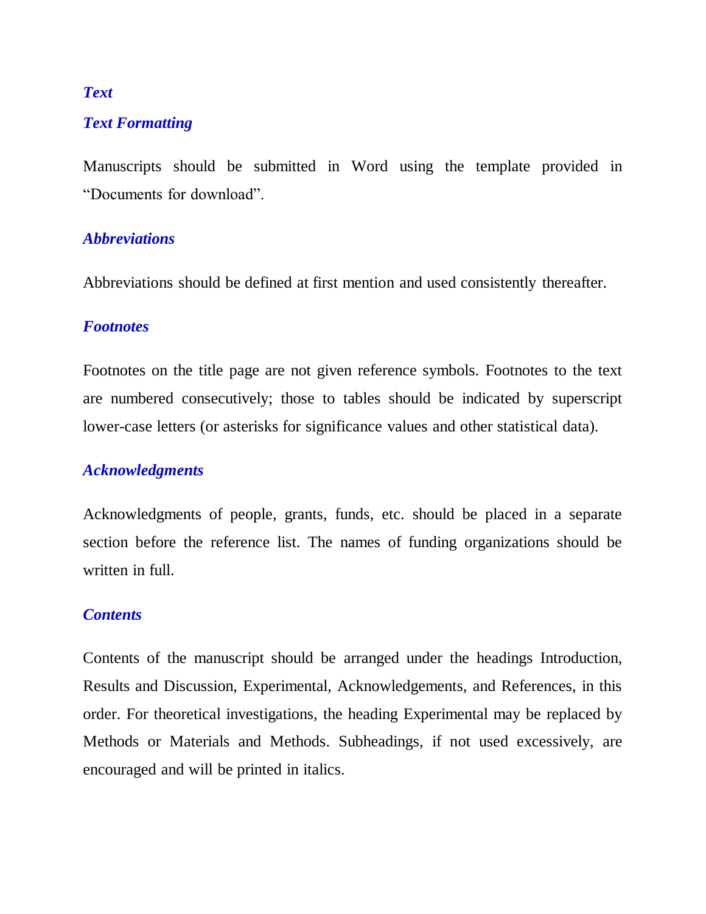## *Text*

### *Text Formatting*

Manuscripts should be submitted in Word using the template provided in "Documents for download".

### *Abbreviations*

Abbreviations should be defined at first mention and used consistently thereafter.

### *Footnotes*

Footnotes on the title page are not given reference symbols. Footnotes to the text are numbered consecutively; those to tables should be indicated by superscript lower-case letters (or asterisks for significance values and other statistical data).

### *Acknowledgments*

Acknowledgments of people, grants, funds, etc. should be placed in a separate section before the reference list. The names of funding organizations should be written in full.

### *Contents*

Contents of the manuscript should be arranged under the headings Introduction, Results and Discussion, Experimental, Acknowledgements, and References, in this order. For theoretical investigations, the heading Experimental may be replaced by Methods or Materials and Methods. Subheadings, if not used excessively, are encouraged and will be printed in italics.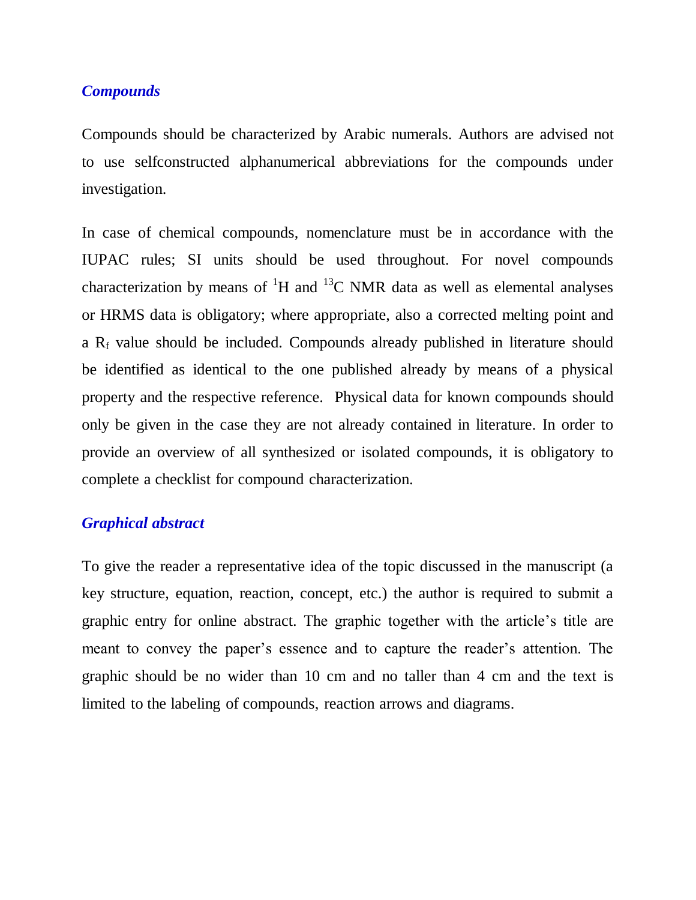### *Compounds*

Compounds should be characterized by Arabic numerals. Authors are advised not to use selfconstructed alphanumerical abbreviations for the compounds under investigation.

In case of chemical compounds, nomenclature must be in accordance with the IUPAC rules; SI units should be used throughout. For novel compounds characterization by means of $^{1}$H and $^{13}$C NMR data as well as elemental analyses or HRMS data is obligatory; where appropriate, also a corrected melting point and a $R_f$ value should be included. Compounds already published in literature should be identified as identical to the one published already by means of a physical property and the respective reference. Physical data for known compounds should only be given in the case they are not already contained in literature. In order to provide an overview of all synthesized or isolated compounds, it is obligatory to complete a checklist for compound characterization.

### *Graphical abstract*

To give the reader a representative idea of the topic discussed in the manuscript (a key structure, equation, reaction, concept, etc.) the author is required to submit a graphic entry for online abstract. The graphic together with the article's title are meant to convey the paper's essence and to capture the reader's attention. The graphic should be no wider than 10 cm and no taller than 4 cm and the text is limited to the labeling of compounds, reaction arrows and diagrams.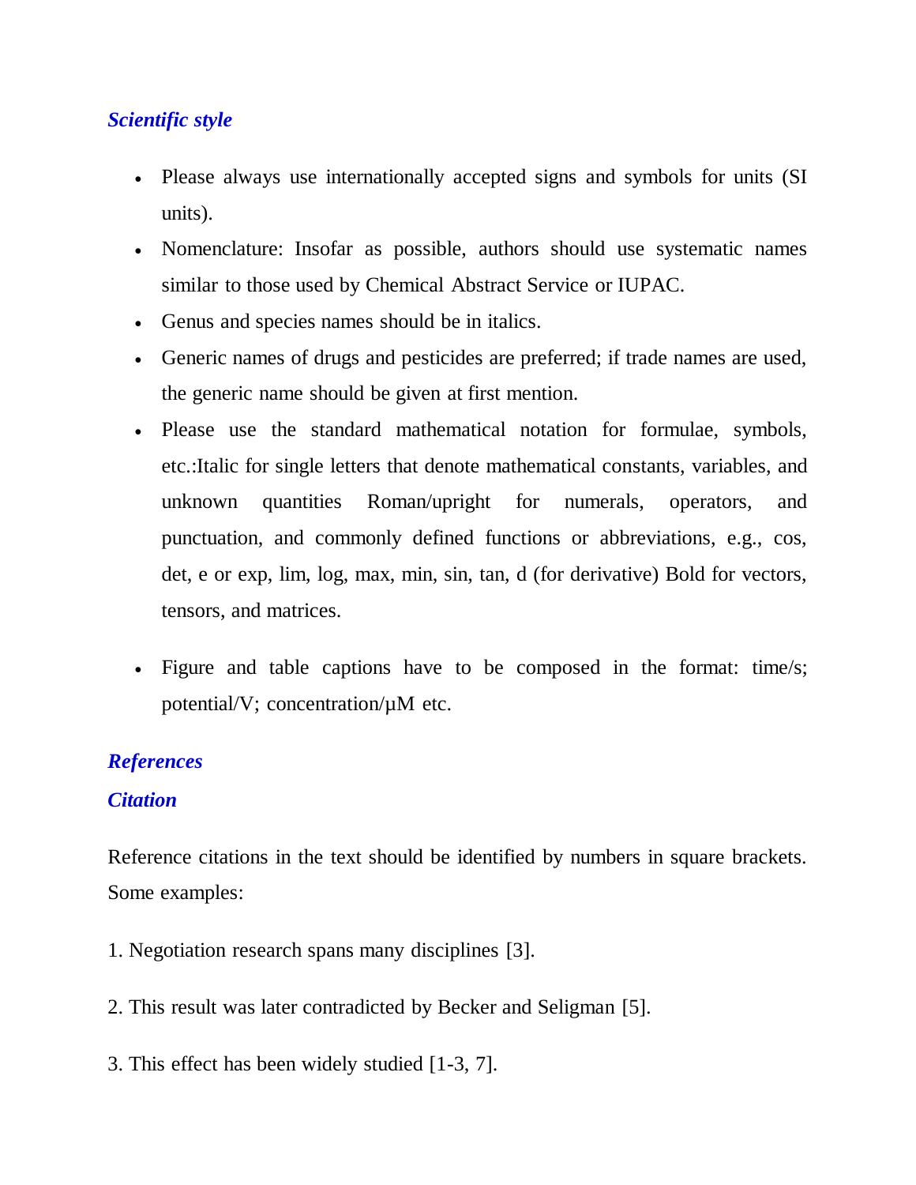### *Scientific style*

- Please always use internationally accepted signs and symbols for units (SI units).
- Nomenclature: Insofar as possible, authors should use systematic names similar to those used by Chemical Abstract Service or IUPAC.
- Genus and species names should be in italics.
- Generic names of drugs and pesticides are preferred; if trade names are used, the generic name should be given at first mention.
- Please use the standard mathematical notation for formulae, symbols, etc.:Italic for single letters that denote mathematical constants, variables, and unknown quantities Roman/upright for numerals, operators, and punctuation, and commonly defined functions or abbreviations, e.g., cos, det, e or exp, lim, log, max, min, sin, tan, d (for derivative) Bold for vectors, tensors, and matrices.
- Figure and table captions have to be composed in the format: time/s; potential/V; concentration/µM etc.

### *References*

### *Citation*

Reference citations in the text should be identified by numbers in square brackets. Some examples:

1. Negotiation research spans many disciplines [3].

2. This result was later contradicted by Becker and Seligman [5].

3. This effect has been widely studied [1-3, 7].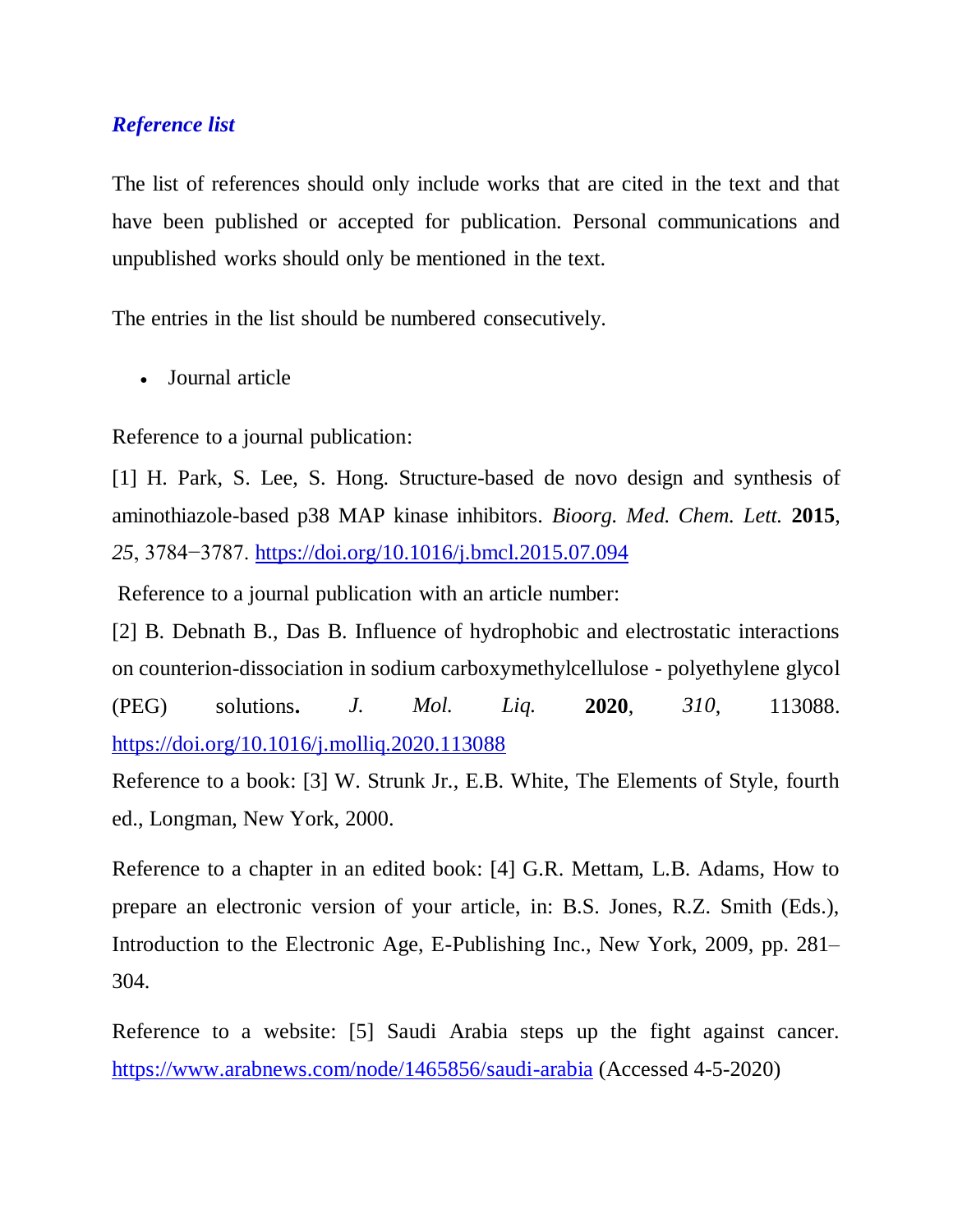### ***Reference list***

The list of references should only include works that are cited in the text and that have been published or accepted for publication. Personal communications and unpublished works should only be mentioned in the text.

The entries in the list should be numbered consecutively.

- Journal article

Reference to a journal publication:

[1] H. Park, S. Lee, S. Hong. Structure-based de novo design and synthesis of aminothiazole-based p38 MAP kinase inhibitors. *Bioorg. Med. Chem. Lett.* **2015**, *25*, 3784−3787. https://doi.org/10.1016/j.bmcl.2015.07.094

Reference to a journal publication with an article number:

[2] B. Debnath B., Das B. Influence of hydrophobic and electrostatic interactions on counterion-dissociation in sodium carboxymethylcellulose - polyethylene glycol (PEG) solutions**.** *J. Mol. Liq.* **2020**, *310*, 113088. https://doi.org/10.1016/j.molliq.2020.113088

Reference to a book: [3] W. Strunk Jr., E.B. White, The Elements of Style, fourth ed., Longman, New York, 2000.

Reference to a chapter in an edited book: [4] G.R. Mettam, L.B. Adams, How to prepare an electronic version of your article, in: B.S. Jones, R.Z. Smith (Eds.), Introduction to the Electronic Age, E-Publishing Inc., New York, 2009, pp. 281–304.

Reference to a website: [5] Saudi Arabia steps up the fight against cancer. https://www.arabnews.com/node/1465856/saudi-arabia (Accessed 4-5-2020)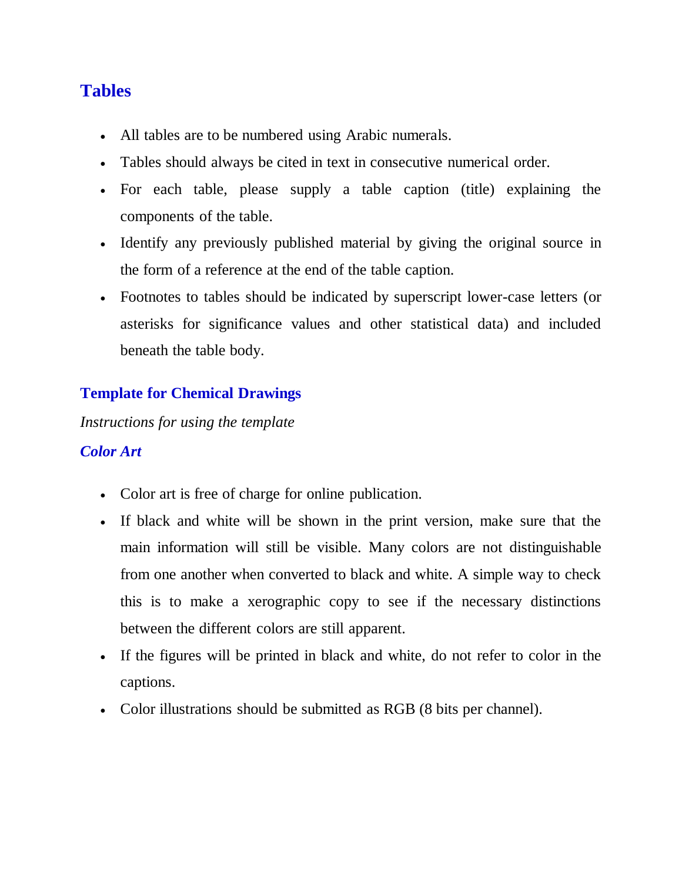## Tables

- All tables are to be numbered using Arabic numerals.
- Tables should always be cited in text in consecutive numerical order.
- For each table, please supply a table caption (title) explaining the components of the table.
- Identify any previously published material by giving the original source in the form of a reference at the end of the table caption.
- Footnotes to tables should be indicated by superscript lower-case letters (or asterisks for significance values and other statistical data) and included beneath the table body.

### Template for Chemical Drawings

*Instructions for using the template*

### *Color Art*

- Color art is free of charge for online publication.
- If black and white will be shown in the print version, make sure that the main information will still be visible. Many colors are not distinguishable from one another when converted to black and white. A simple way to check this is to make a xerographic copy to see if the necessary distinctions between the different colors are still apparent.
- If the figures will be printed in black and white, do not refer to color in the captions.
- Color illustrations should be submitted as RGB (8 bits per channel).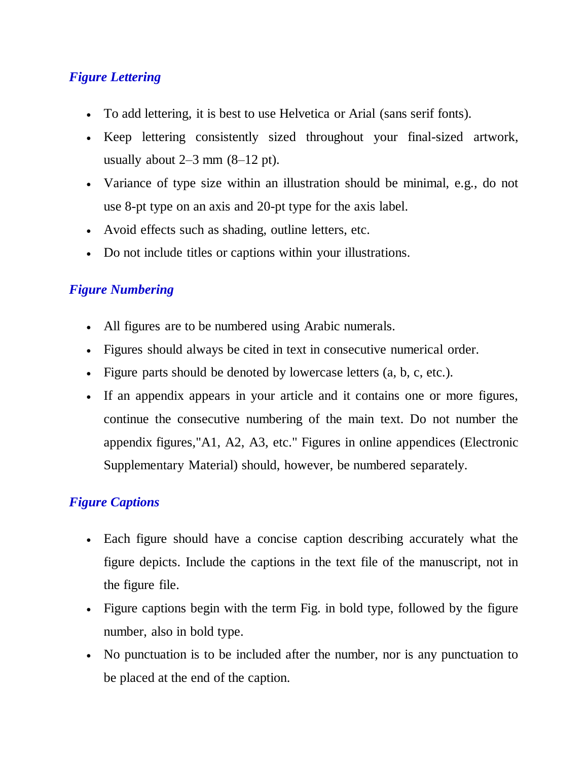### *Figure Lettering*

- To add lettering, it is best to use Helvetica or Arial (sans serif fonts).
- Keep lettering consistently sized throughout your final-sized artwork, usually about 2–3 mm (8–12 pt).
- Variance of type size within an illustration should be minimal, e.g., do not use 8-pt type on an axis and 20-pt type for the axis label.
- Avoid effects such as shading, outline letters, etc.
- Do not include titles or captions within your illustrations.

### *Figure Numbering*

- All figures are to be numbered using Arabic numerals.
- Figures should always be cited in text in consecutive numerical order.
- Figure parts should be denoted by lowercase letters (a, b, c, etc.).
- If an appendix appears in your article and it contains one or more figures, continue the consecutive numbering of the main text. Do not number the appendix figures,"A1, A2, A3, etc." Figures in online appendices (Electronic Supplementary Material) should, however, be numbered separately.

### *Figure Captions*

- Each figure should have a concise caption describing accurately what the figure depicts. Include the captions in the text file of the manuscript, not in the figure file.
- Figure captions begin with the term Fig. in bold type, followed by the figure number, also in bold type.
- No punctuation is to be included after the number, nor is any punctuation to be placed at the end of the caption.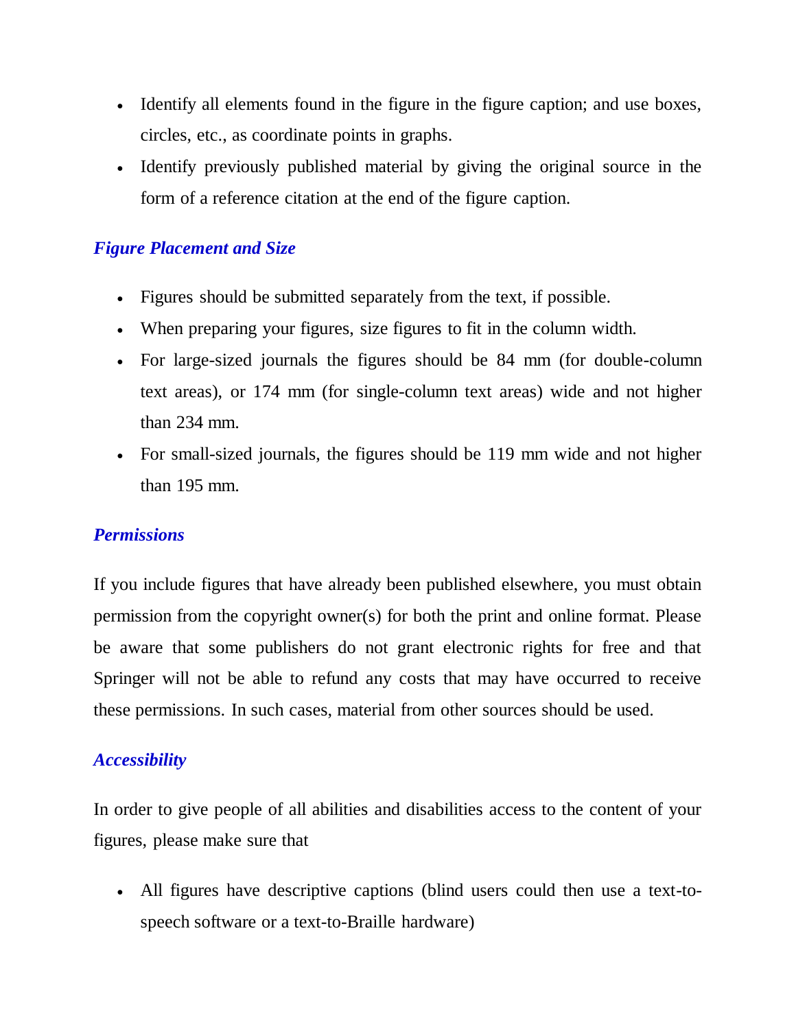- Identify all elements found in the figure in the figure caption; and use boxes, circles, etc., as coordinate points in graphs.
- Identify previously published material by giving the original source in the form of a reference citation at the end of the figure caption.

### ***Figure Placement and Size***

- Figures should be submitted separately from the text, if possible.
- When preparing your figures, size figures to fit in the column width.
- For large-sized journals the figures should be 84 mm (for double-column text areas), or 174 mm (for single-column text areas) wide and not higher than 234 mm.
- For small-sized journals, the figures should be 119 mm wide and not higher than 195 mm.

### ***Permissions***

If you include figures that have already been published elsewhere, you must obtain permission from the copyright owner(s) for both the print and online format. Please be aware that some publishers do not grant electronic rights for free and that Springer will not be able to refund any costs that may have occurred to receive these permissions. In such cases, material from other sources should be used.

### ***Accessibility***

In order to give people of all abilities and disabilities access to the content of your figures, please make sure that

- All figures have descriptive captions (blind users could then use a text-to-speech software or a text-to-Braille hardware)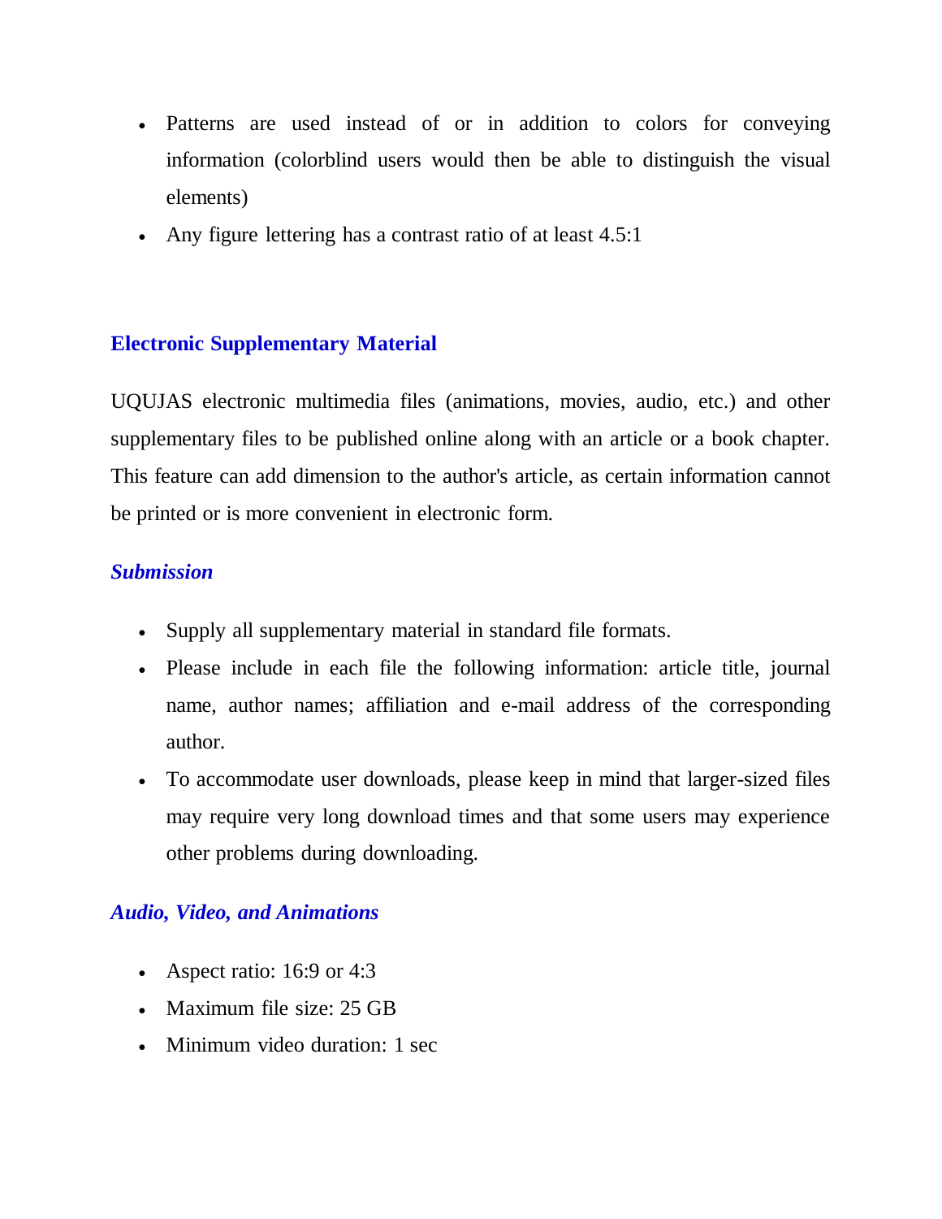- Patterns are used instead of or in addition to colors for conveying information (colorblind users would then be able to distinguish the visual elements)
- Any figure lettering has a contrast ratio of at least 4.5:1

## Electronic Supplementary Material

UQUJAS electronic multimedia files (animations, movies, audio, etc.) and other supplementary files to be published online along with an article or a book chapter. This feature can add dimension to the author's article, as certain information cannot be printed or is more convenient in electronic form.

### *Submission*

- Supply all supplementary material in standard file formats.
- Please include in each file the following information: article title, journal name, author names; affiliation and e-mail address of the corresponding author.
- To accommodate user downloads, please keep in mind that larger-sized files may require very long download times and that some users may experience other problems during downloading.

### *Audio, Video, and Animations*

- Aspect ratio: 16:9 or 4:3
- Maximum file size: 25 GB
- Minimum video duration: 1 sec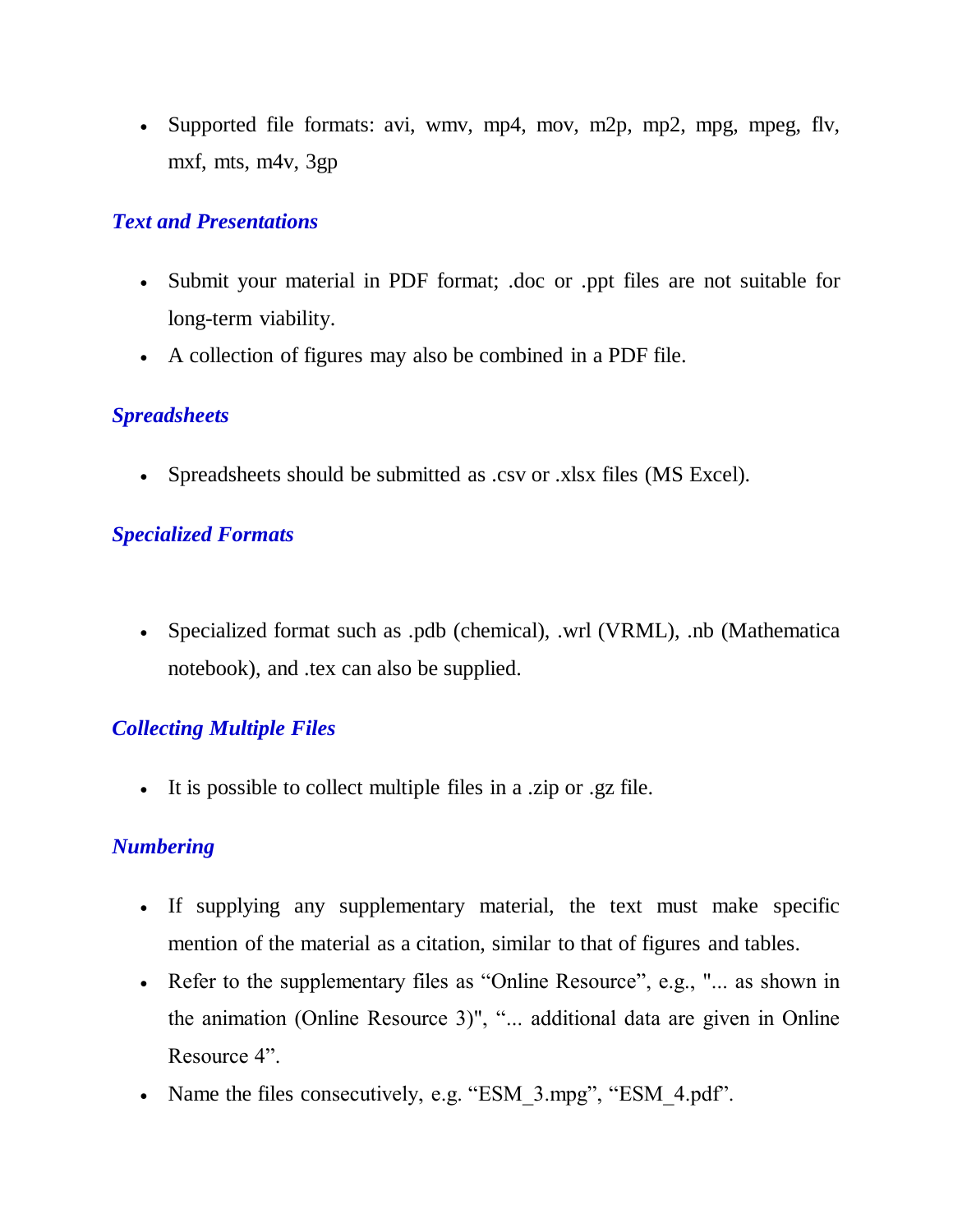- Supported file formats: avi, wmv, mp4, mov, m2p, mp2, mpg, mpeg, flv, mxf, mts, m4v, 3gp

### *Text and Presentations*

- Submit your material in PDF format; .doc or .ppt files are not suitable for long-term viability.
- A collection of figures may also be combined in a PDF file.

### *Spreadsheets*

- Spreadsheets should be submitted as .csv or .xlsx files (MS Excel).

### *Specialized Formats*

- Specialized format such as .pdb (chemical), .wrl (VRML), .nb (Mathematica notebook), and .tex can also be supplied.

### *Collecting Multiple Files*

- It is possible to collect multiple files in a .zip or .gz file.

### *Numbering*

- If supplying any supplementary material, the text must make specific mention of the material as a citation, similar to that of figures and tables.
- Refer to the supplementary files as "Online Resource", e.g., "... as shown in the animation (Online Resource 3)", "... additional data are given in Online Resource 4".
- Name the files consecutively, e.g. "ESM_3.mpg", "ESM_4.pdf".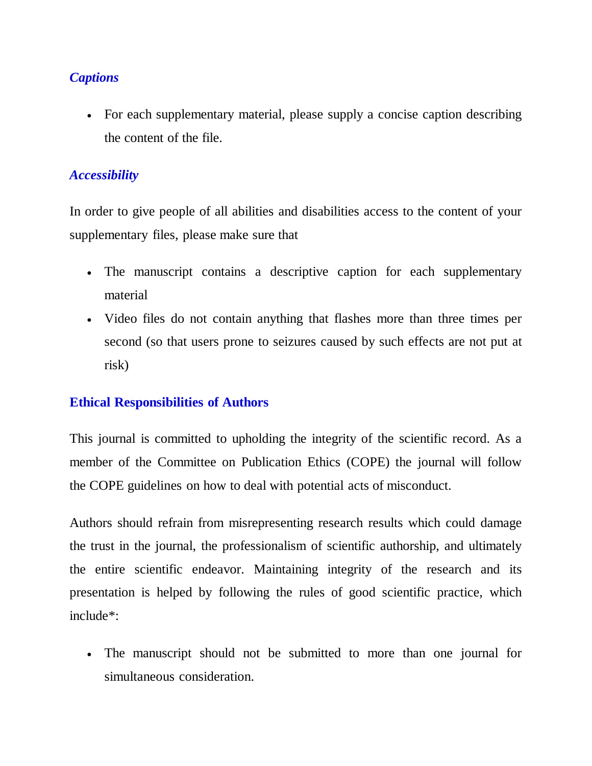### *Captions*

- For each supplementary material, please supply a concise caption describing the content of the file.

### *Accessibility*

In order to give people of all abilities and disabilities access to the content of your supplementary files, please make sure that

- The manuscript contains a descriptive caption for each supplementary material
- Video files do not contain anything that flashes more than three times per second (so that users prone to seizures caused by such effects are not put at risk)

## Ethical Responsibilities of Authors

This journal is committed to upholding the integrity of the scientific record. As a member of the Committee on Publication Ethics (COPE) the journal will follow the COPE guidelines on how to deal with potential acts of misconduct.

Authors should refrain from misrepresenting research results which could damage the trust in the journal, the professionalism of scientific authorship, and ultimately the entire scientific endeavor. Maintaining integrity of the research and its presentation is helped by following the rules of good scientific practice, which include*:

- The manuscript should not be submitted to more than one journal for simultaneous consideration.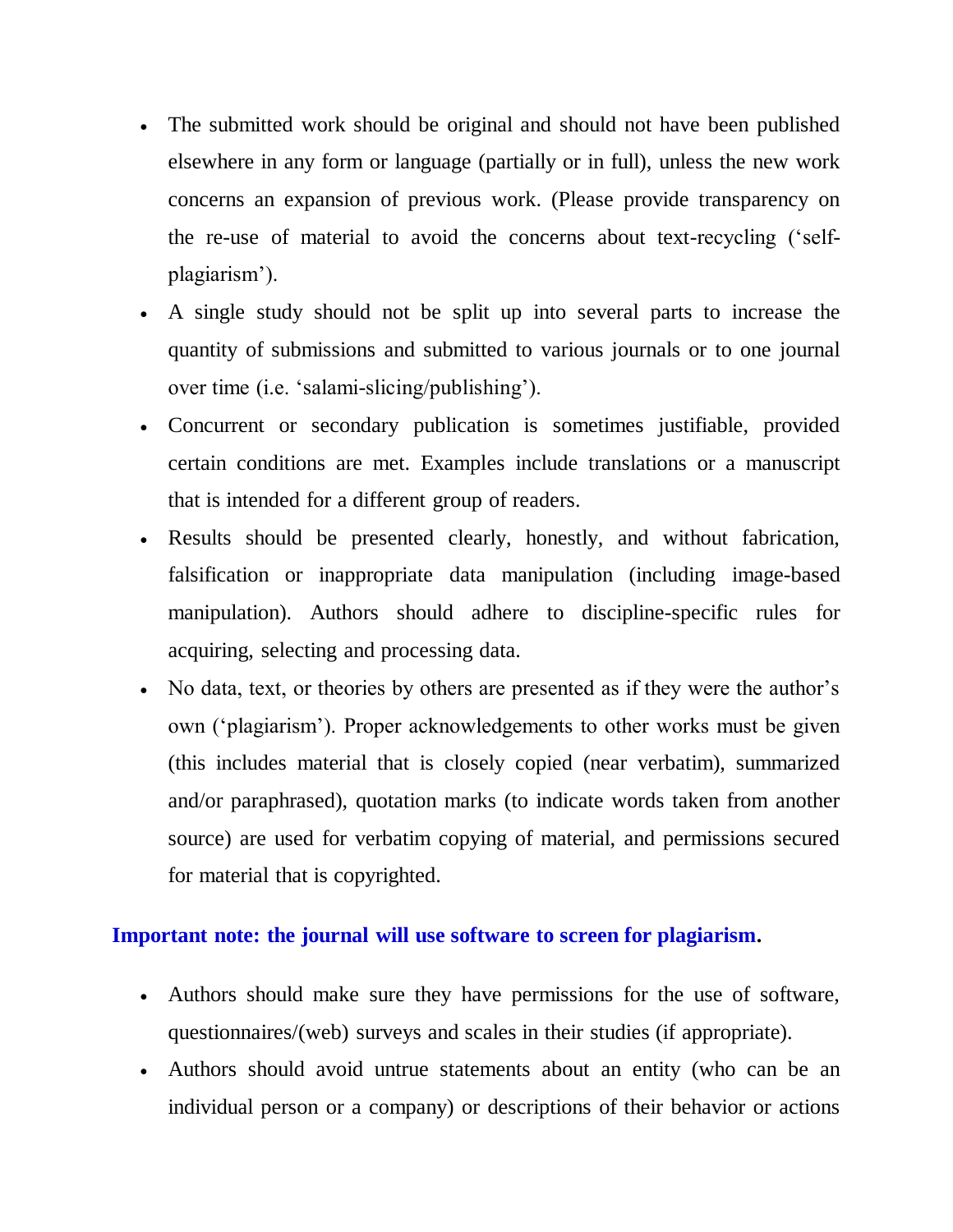- The submitted work should be original and should not have been published elsewhere in any form or language (partially or in full), unless the new work concerns an expansion of previous work. (Please provide transparency on the re-use of material to avoid the concerns about text-recycling ('self-plagiarism').
- A single study should not be split up into several parts to increase the quantity of submissions and submitted to various journals or to one journal over time (i.e. 'salami-slicing/publishing').
- Concurrent or secondary publication is sometimes justifiable, provided certain conditions are met. Examples include translations or a manuscript that is intended for a different group of readers.
- Results should be presented clearly, honestly, and without fabrication, falsification or inappropriate data manipulation (including image-based manipulation). Authors should adhere to discipline-specific rules for acquiring, selecting and processing data.
- No data, text, or theories by others are presented as if they were the author's own ('plagiarism'). Proper acknowledgements to other works must be given (this includes material that is closely copied (near verbatim), summarized and/or paraphrased), quotation marks (to indicate words taken from another source) are used for verbatim copying of material, and permissions secured for material that is copyrighted.

**Important note: the journal will use software to screen for plagiarism.**

- Authors should make sure they have permissions for the use of software, questionnaires/(web) surveys and scales in their studies (if appropriate).
- Authors should avoid untrue statements about an entity (who can be an individual person or a company) or descriptions of their behavior or actions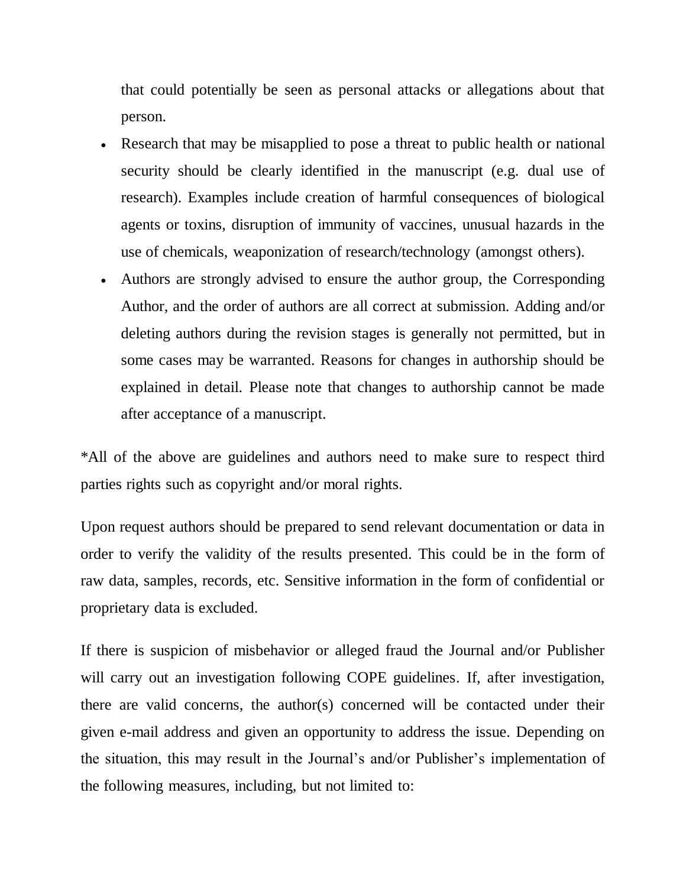that could potentially be seen as personal attacks or allegations about that person.

- Research that may be misapplied to pose a threat to public health or national security should be clearly identified in the manuscript (e.g. dual use of research). Examples include creation of harmful consequences of biological agents or toxins, disruption of immunity of vaccines, unusual hazards in the use of chemicals, weaponization of research/technology (amongst others).
- Authors are strongly advised to ensure the author group, the Corresponding Author, and the order of authors are all correct at submission. Adding and/or deleting authors during the revision stages is generally not permitted, but in some cases may be warranted. Reasons for changes in authorship should be explained in detail. Please note that changes to authorship cannot be made after acceptance of a manuscript.

*All of the above are guidelines and authors need to make sure to respect third parties rights such as copyright and/or moral rights.

Upon request authors should be prepared to send relevant documentation or data in order to verify the validity of the results presented. This could be in the form of raw data, samples, records, etc. Sensitive information in the form of confidential or proprietary data is excluded.

If there is suspicion of misbehavior or alleged fraud the Journal and/or Publisher will carry out an investigation following COPE guidelines. If, after investigation, there are valid concerns, the author(s) concerned will be contacted under their given e-mail address and given an opportunity to address the issue. Depending on the situation, this may result in the Journal's and/or Publisher's implementation of the following measures, including, but not limited to: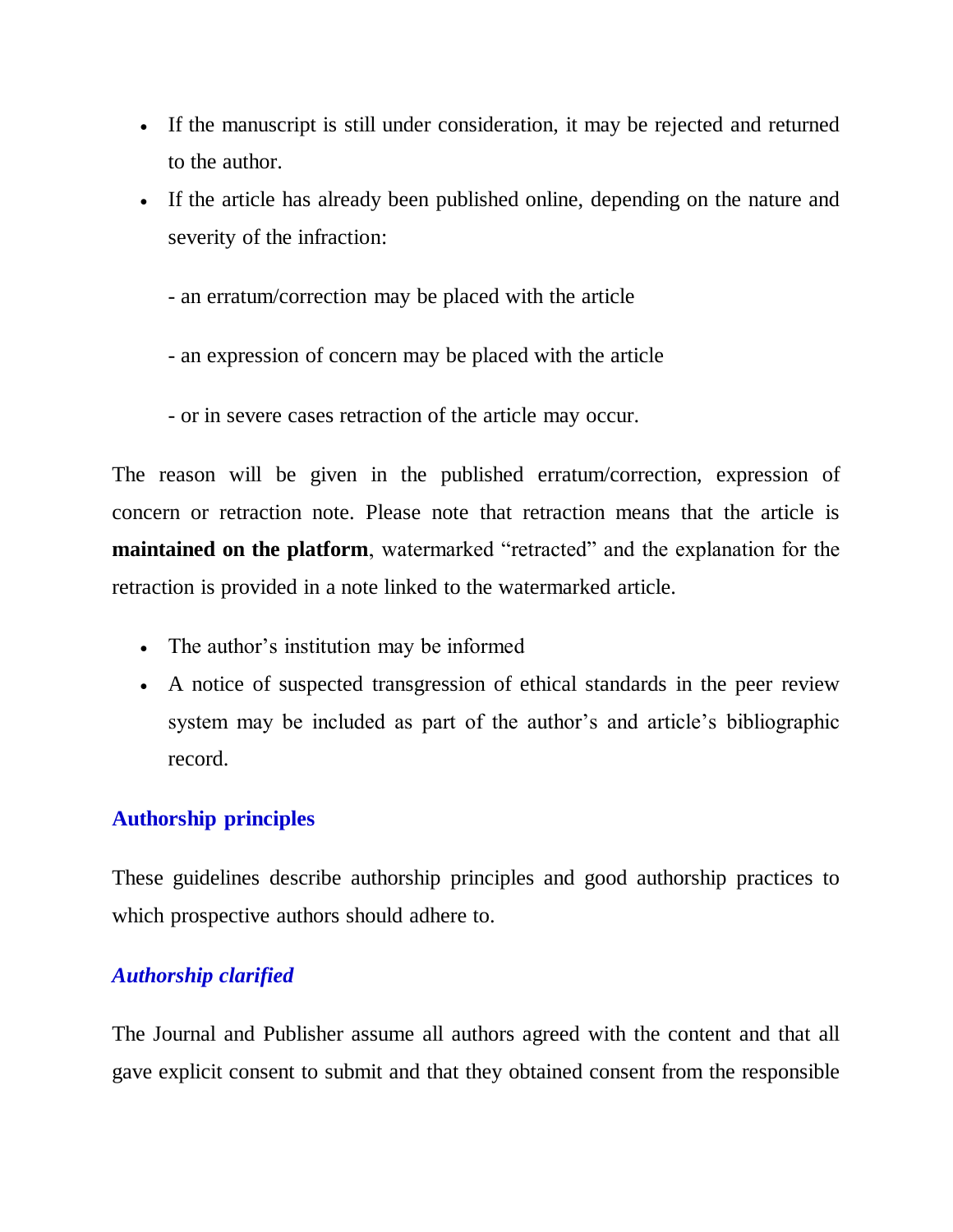- If the manuscript is still under consideration, it may be rejected and returned to the author.
- If the article has already been published online, depending on the nature and severity of the infraction:

  - an erratum/correction may be placed with the article

  - an expression of concern may be placed with the article

  - or in severe cases retraction of the article may occur.

The reason will be given in the published erratum/correction, expression of concern or retraction note. Please note that retraction means that the article is **maintained on the platform**, watermarked "retracted" and the explanation for the retraction is provided in a note linked to the watermarked article.

- The author's institution may be informed
- A notice of suspected transgression of ethical standards in the peer review system may be included as part of the author's and article's bibliographic record.

## Authorship principles

These guidelines describe authorship principles and good authorship practices to which prospective authors should adhere to.

### *Authorship clarified*

The Journal and Publisher assume all authors agreed with the content and that all gave explicit consent to submit and that they obtained consent from the responsible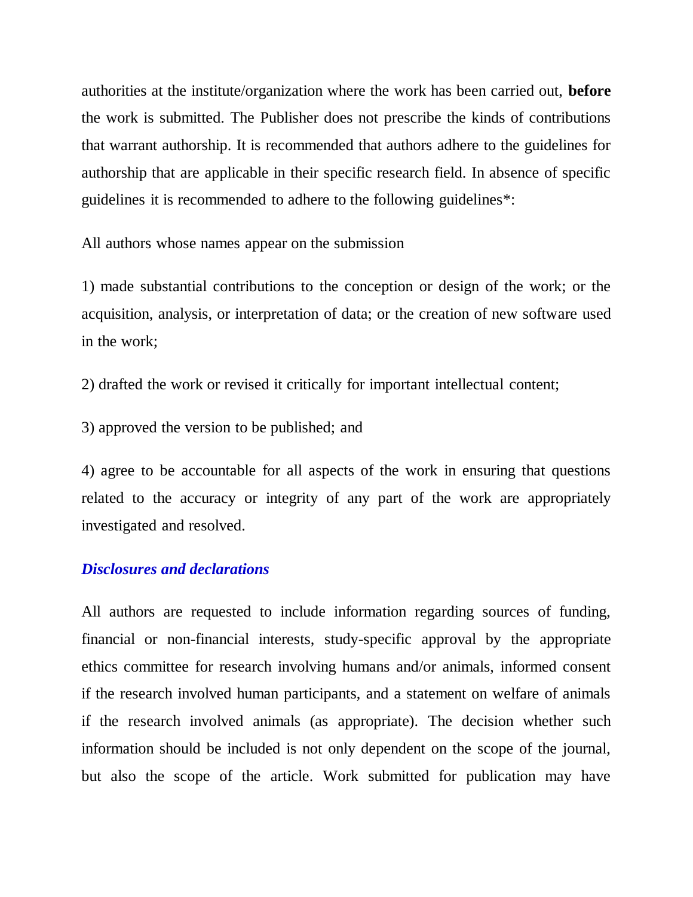authorities at the institute/organization where the work has been carried out, **before** the work is submitted. The Publisher does not prescribe the kinds of contributions that warrant authorship. It is recommended that authors adhere to the guidelines for authorship that are applicable in their specific research field. In absence of specific guidelines it is recommended to adhere to the following guidelines*:

All authors whose names appear on the submission

1) made substantial contributions to the conception or design of the work; or the acquisition, analysis, or interpretation of data; or the creation of new software used in the work;

2) drafted the work or revised it critically for important intellectual content;

3) approved the version to be published; and

4) agree to be accountable for all aspects of the work in ensuring that questions related to the accuracy or integrity of any part of the work are appropriately investigated and resolved.

### *Disclosures and declarations*

All authors are requested to include information regarding sources of funding, financial or non-financial interests, study-specific approval by the appropriate ethics committee for research involving humans and/or animals, informed consent if the research involved human participants, and a statement on welfare of animals if the research involved animals (as appropriate). The decision whether such information should be included is not only dependent on the scope of the journal, but also the scope of the article. Work submitted for publication may have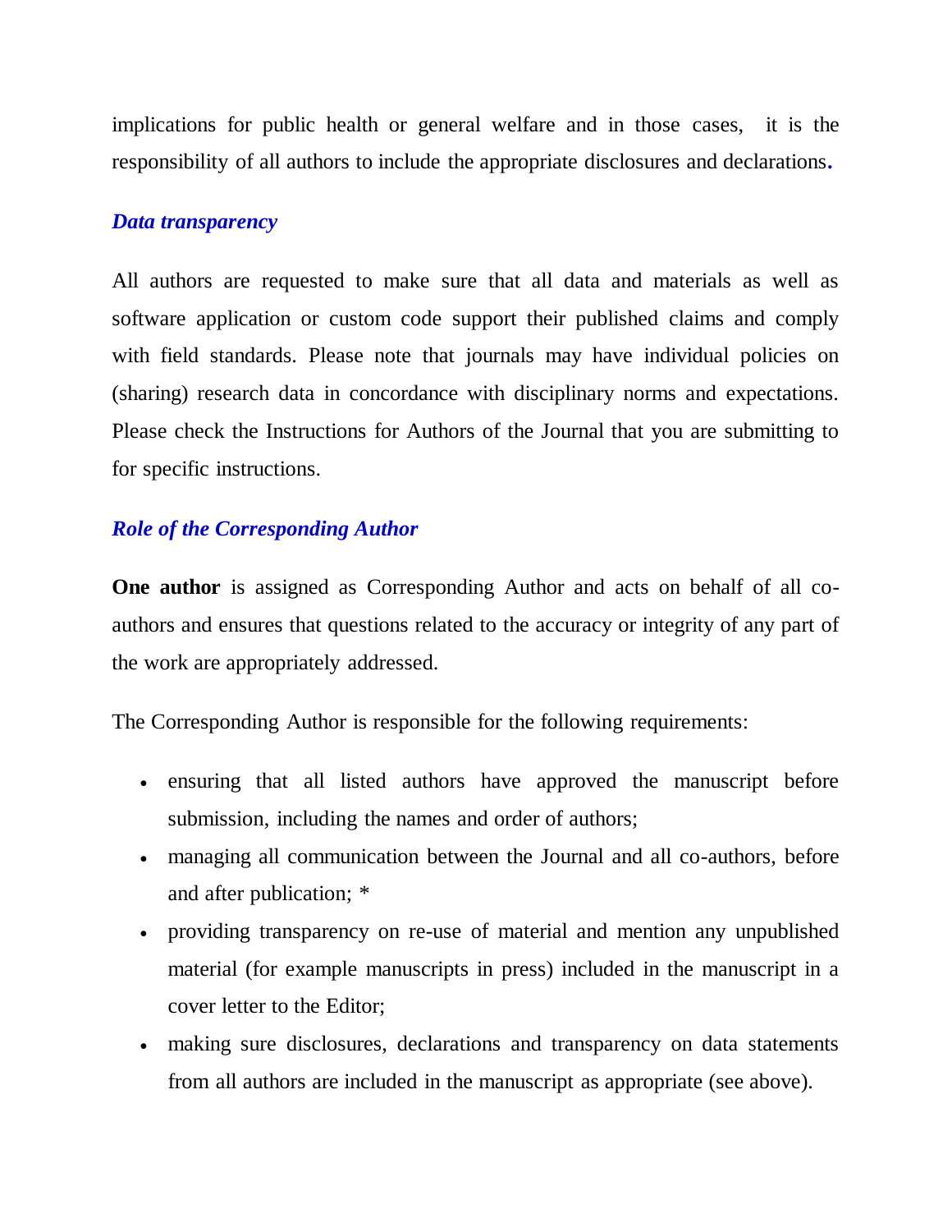implications for public health or general welfare and in those cases, it is the responsibility of all authors to include the appropriate disclosures and declarations.

### *Data transparency*

All authors are requested to make sure that all data and materials as well as software application or custom code support their published claims and comply with field standards. Please note that journals may have individual policies on (sharing) research data in concordance with disciplinary norms and expectations. Please check the Instructions for Authors of the Journal that you are submitting to for specific instructions.

### *Role of the Corresponding Author*

**One author** is assigned as Corresponding Author and acts on behalf of all co-authors and ensures that questions related to the accuracy or integrity of any part of the work are appropriately addressed.

The Corresponding Author is responsible for the following requirements:

- ensuring that all listed authors have approved the manuscript before submission, including the names and order of authors;
- managing all communication between the Journal and all co-authors, before and after publication; *
- providing transparency on re-use of material and mention any unpublished material (for example manuscripts in press) included in the manuscript in a cover letter to the Editor;
- making sure disclosures, declarations and transparency on data statements from all authors are included in the manuscript as appropriate (see above).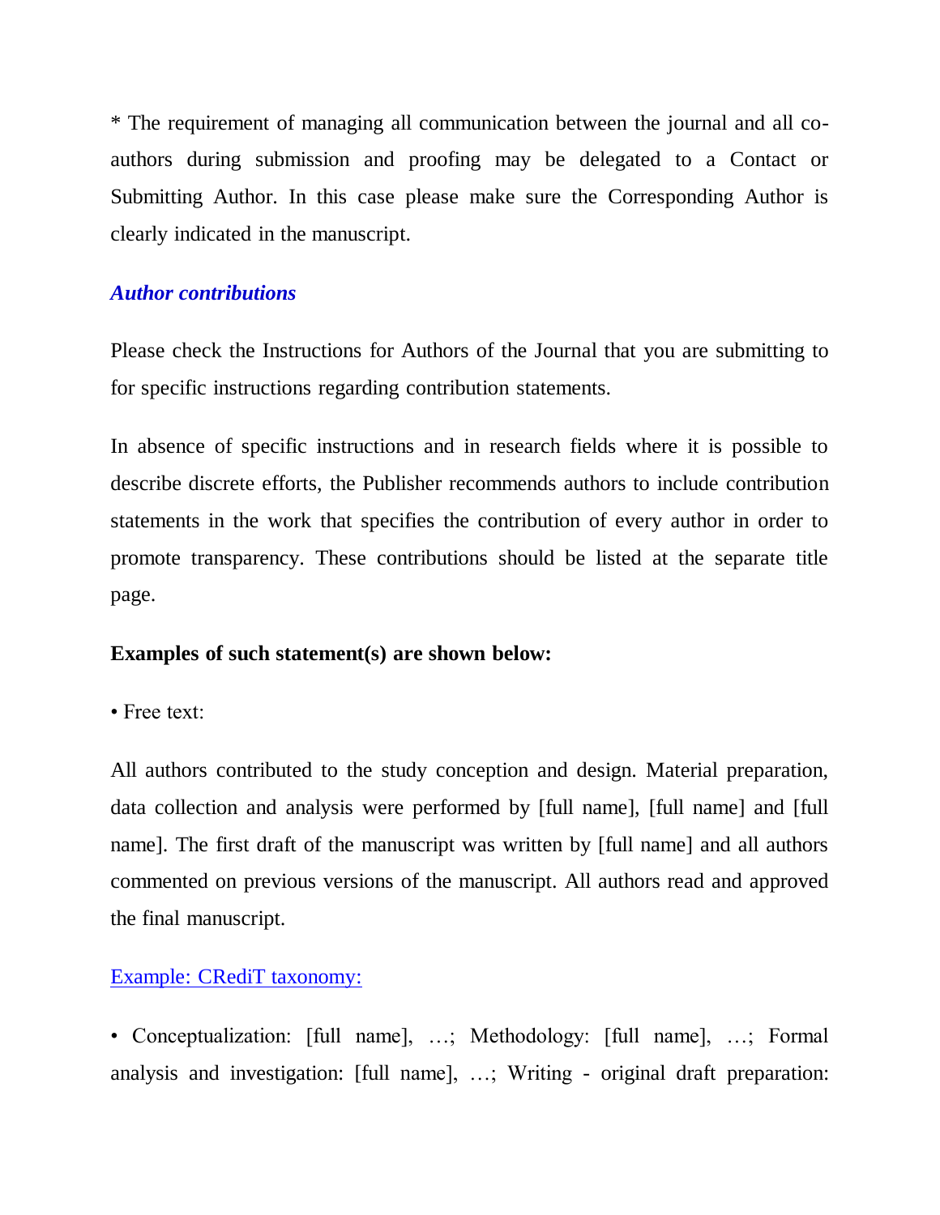* The requirement of managing all communication between the journal and all co-authors during submission and proofing may be delegated to a Contact or Submitting Author. In this case please make sure the Corresponding Author is clearly indicated in the manuscript.

### *Author contributions*

Please check the Instructions for Authors of the Journal that you are submitting to for specific instructions regarding contribution statements.

In absence of specific instructions and in research fields where it is possible to describe discrete efforts, the Publisher recommends authors to include contribution statements in the work that specifies the contribution of every author in order to promote transparency. These contributions should be listed at the separate title page.

**Examples of such statement(s) are shown below:**

• Free text:

All authors contributed to the study conception and design. Material preparation, data collection and analysis were performed by [full name], [full name] and [full name]. The first draft of the manuscript was written by [full name] and all authors commented on previous versions of the manuscript. All authors read and approved the final manuscript.

Example: CRediT taxonomy:

• Conceptualization: [full name], …; Methodology: [full name], …; Formal analysis and investigation: [full name], …; Writing - original draft preparation: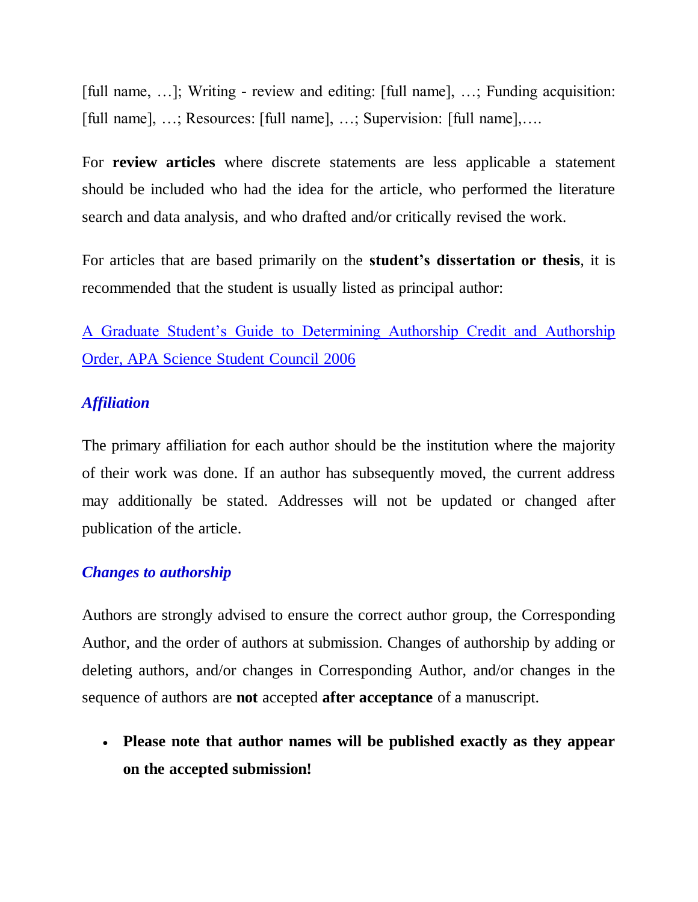[full name, …]; Writing - review and editing: [full name], …; Funding acquisition: [full name], …; Resources: [full name], …; Supervision: [full name],….

For **review articles** where discrete statements are less applicable a statement should be included who had the idea for the article, who performed the literature search and data analysis, and who drafted and/or critically revised the work.

For articles that are based primarily on the **student's dissertation or thesis**, it is recommended that the student is usually listed as principal author:

A Graduate Student's Guide to Determining Authorship Credit and Authorship Order, APA Science Student Council 2006

### *Affiliation*

The primary affiliation for each author should be the institution where the majority of their work was done. If an author has subsequently moved, the current address may additionally be stated. Addresses will not be updated or changed after publication of the article.

### *Changes to authorship*

Authors are strongly advised to ensure the correct author group, the Corresponding Author, and the order of authors at submission. Changes of authorship by adding or deleting authors, and/or changes in Corresponding Author, and/or changes in the sequence of authors are **not** accepted **after acceptance** of a manuscript.

- **Please note that author names will be published exactly as they appear on the accepted submission!**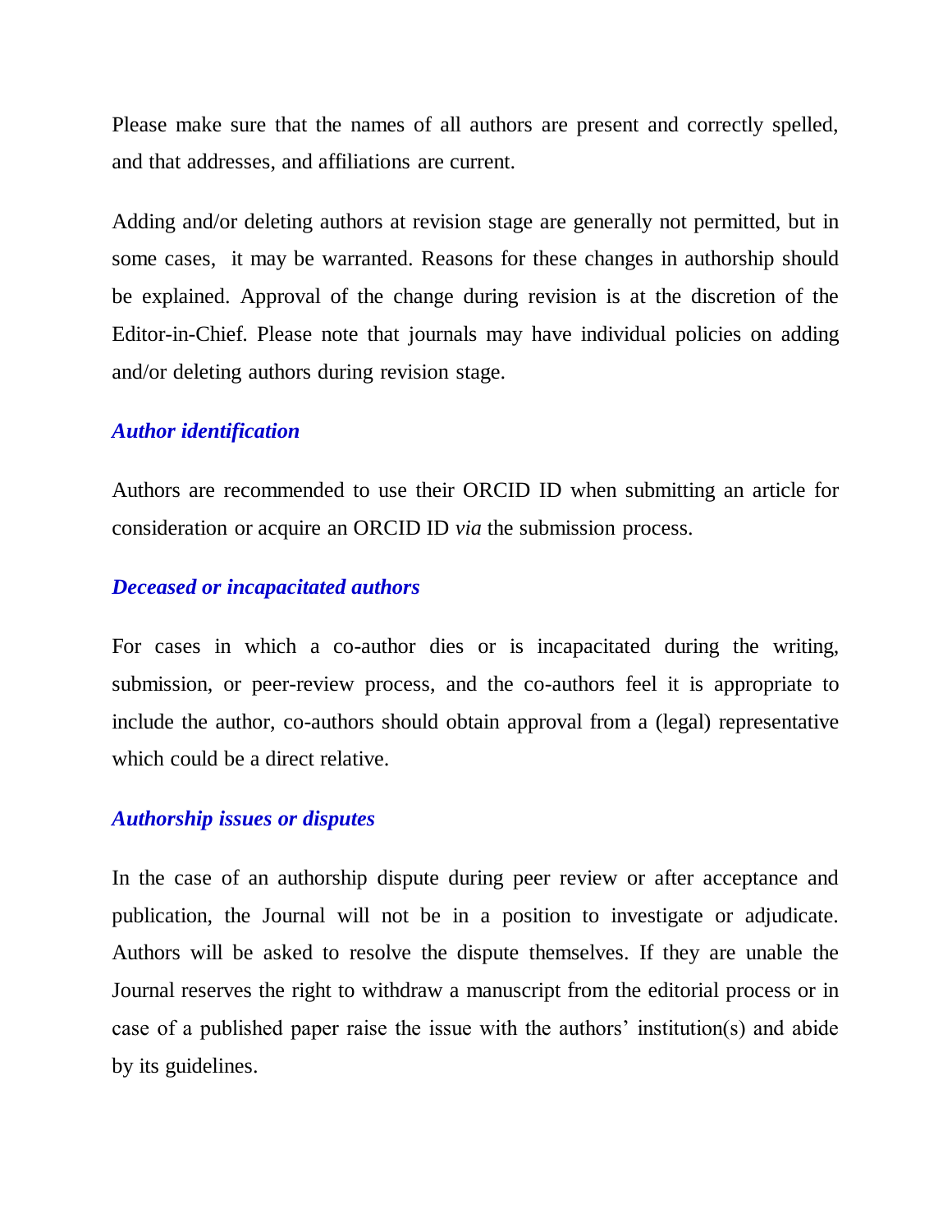Please make sure that the names of all authors are present and correctly spelled, and that addresses, and affiliations are current.

Adding and/or deleting authors at revision stage are generally not permitted, but in some cases, it may be warranted. Reasons for these changes in authorship should be explained. Approval of the change during revision is at the discretion of the Editor-in-Chief. Please note that journals may have individual policies on adding and/or deleting authors during revision stage.

### *Author identification*

Authors are recommended to use their ORCID ID when submitting an article for consideration or acquire an ORCID ID *via* the submission process.

### *Deceased or incapacitated authors*

For cases in which a co-author dies or is incapacitated during the writing, submission, or peer-review process, and the co-authors feel it is appropriate to include the author, co-authors should obtain approval from a (legal) representative which could be a direct relative.

### *Authorship issues or disputes*

In the case of an authorship dispute during peer review or after acceptance and publication, the Journal will not be in a position to investigate or adjudicate. Authors will be asked to resolve the dispute themselves. If they are unable the Journal reserves the right to withdraw a manuscript from the editorial process or in case of a published paper raise the issue with the authors' institution(s) and abide by its guidelines.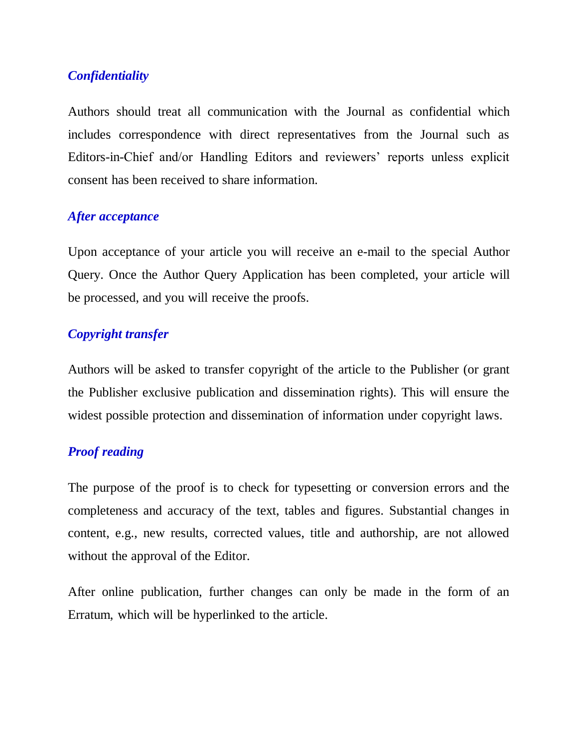### *Confidentiality*

Authors should treat all communication with the Journal as confidential which includes correspondence with direct representatives from the Journal such as Editors-in-Chief and/or Handling Editors and reviewers' reports unless explicit consent has been received to share information.

### *After acceptance*

Upon acceptance of your article you will receive an e-mail to the special Author Query. Once the Author Query Application has been completed, your article will be processed, and you will receive the proofs.

### *Copyright transfer*

Authors will be asked to transfer copyright of the article to the Publisher (or grant the Publisher exclusive publication and dissemination rights). This will ensure the widest possible protection and dissemination of information under copyright laws.

### *Proof reading*

The purpose of the proof is to check for typesetting or conversion errors and the completeness and accuracy of the text, tables and figures. Substantial changes in content, e.g., new results, corrected values, title and authorship, are not allowed without the approval of the Editor.

After online publication, further changes can only be made in the form of an Erratum, which will be hyperlinked to the article.